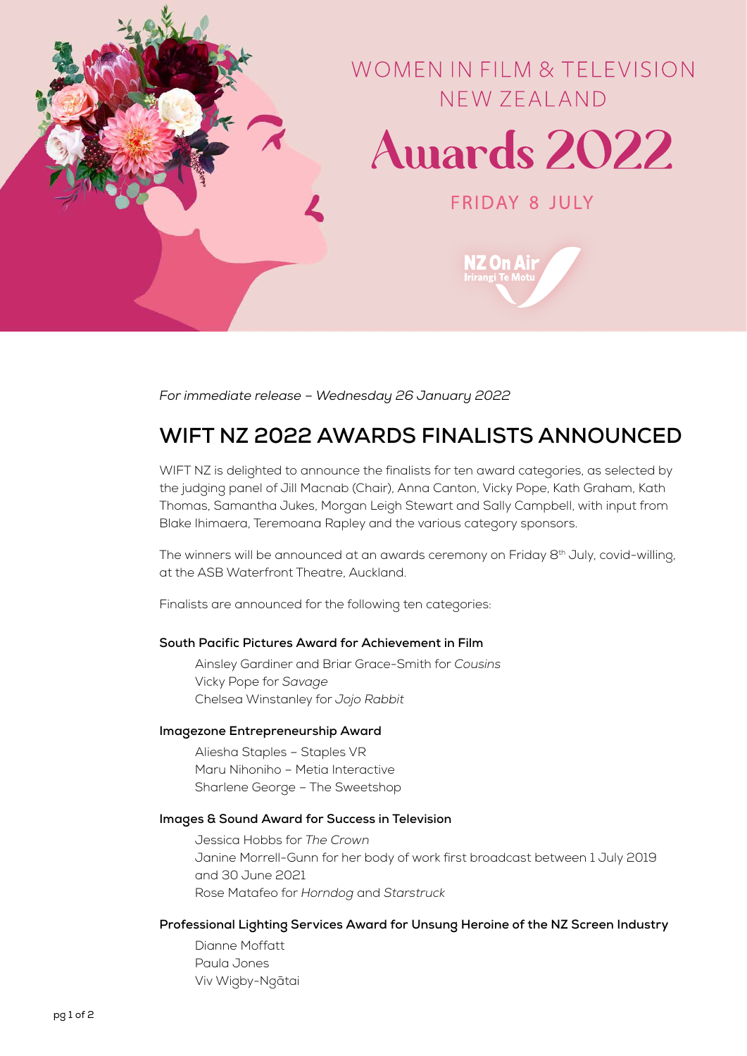WOMEN IN FILM & TELEVISION NEW ZEALAND

# Awards 2022

FRIDAY 8 JULY

NZ On Air
Irirangi Te Motu

*For immediate release – Wednesday 26 January 2022*

## WIFT NZ 2022 AWARDS FINALISTS ANNOUNCED

WIFT NZ is delighted to announce the finalists for ten award categories, as selected by the judging panel of Jill Macnab (Chair), Anna Canton, Vicky Pope, Kath Graham, Kath Thomas, Samantha Jukes, Morgan Leigh Stewart and Sally Campbell, with input from Blake Ihimaera, Teremoana Rapley and the various category sponsors.

The winners will be announced at an awards ceremony on Friday 8th July, covid-willing, at the ASB Waterfront Theatre, Auckland.

Finalists are announced for the following ten categories:

**South Pacific Pictures Award for Achievement in Film**

- Ainsley Gardiner and Briar Grace-Smith for *Cousins*
- Vicky Pope for *Savage*
- Chelsea Winstanley for *Jojo Rabbit*

**Imagezone Entrepreneurship Award**

- Aliesha Staples – Staples VR
- Maru Nihoniho – Metia Interactive
- Sharlene George – The Sweetshop

**Images & Sound Award for Success in Television**

- Jessica Hobbs for *The Crown*
- Janine Morrell-Gunn for her body of work first broadcast between 1 July 2019 and 30 June 2021
- Rose Matafeo for *Horndog* and *Starstruck*

**Professional Lighting Services Award for Unsung Heroine of the NZ Screen Industry**

- Dianne Moffatt
- Paula Jones
- Viv Wigby-Ngātai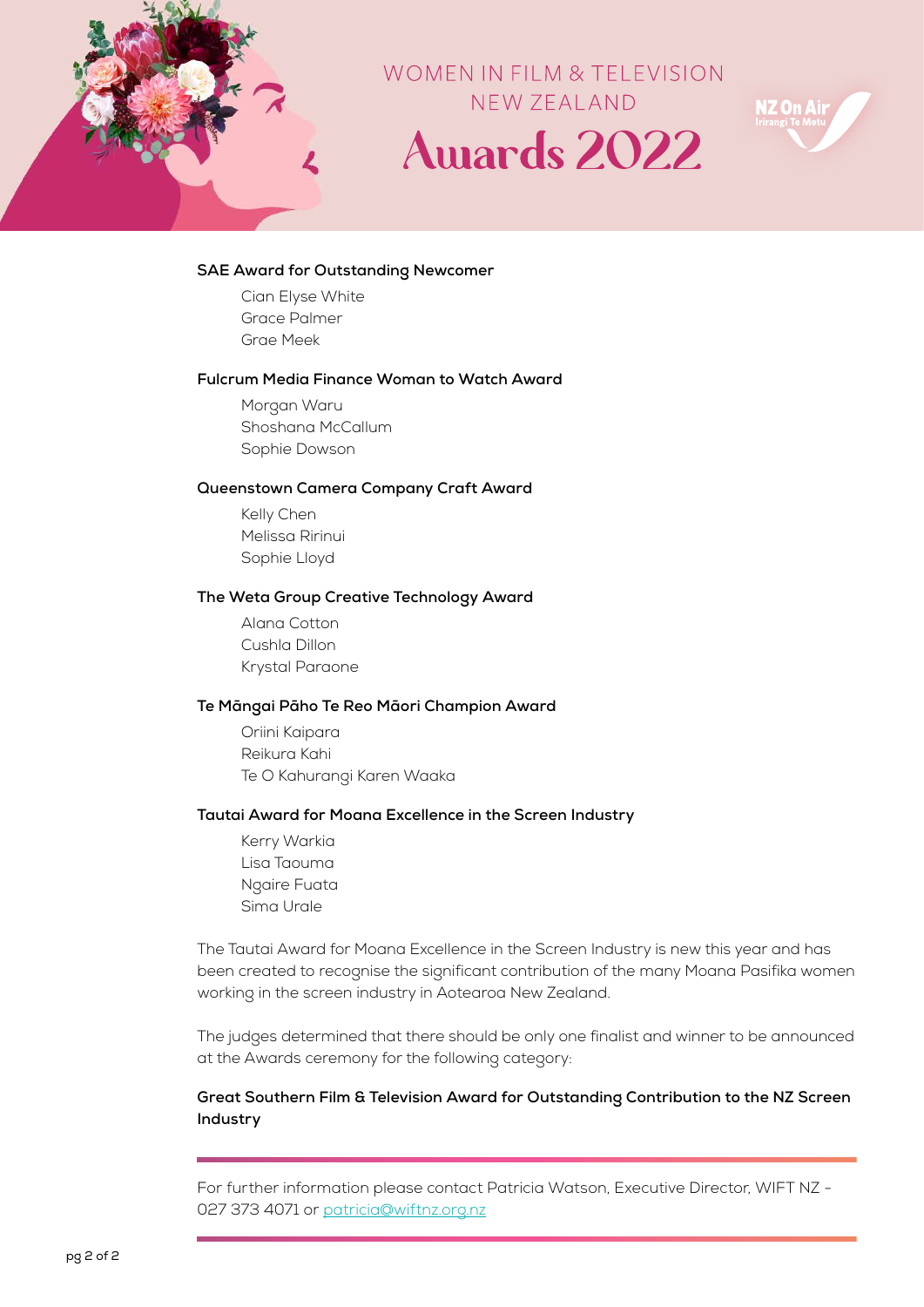WOMEN IN FILM & TELEVISION NEW ZEALAND

# Awards 2022

**SAE Award for Outstanding Newcomer**

- Cian Elyse White
- Grace Palmer
- Grae Meek

**Fulcrum Media Finance Woman to Watch Award**

- Morgan Waru
- Shoshana McCallum
- Sophie Dowson

**Queenstown Camera Company Craft Award**

- Kelly Chen
- Melissa Ririnui
- Sophie Lloyd

**The Weta Group Creative Technology Award**

- Alana Cotton
- Cushla Dillon
- Krystal Paraone

**Te Māngai Pāho Te Reo Māori Champion Award**

- Oriini Kaipara
- Reikura Kahi
- Te O Kahurangi Karen Waaka

**Tautai Award for Moana Excellence in the Screen Industry**

- Kerry Warkia
- Lisa Taouma
- Ngaire Fuata
- Sima Urale

The Tautai Award for Moana Excellence in the Screen Industry is new this year and has been created to recognise the significant contribution of the many Moana Pasifika women working in the screen industry in Aotearoa New Zealand.

The judges determined that there should be only one finalist and winner to be announced at the Awards ceremony for the following category:

**Great Southern Film & Television Award for Outstanding Contribution to the NZ Screen Industry**

---

For further information please contact Patricia Watson, Executive Director, WIFT NZ - 027 373 4071 or patricia@wiftnz.org.nz

---